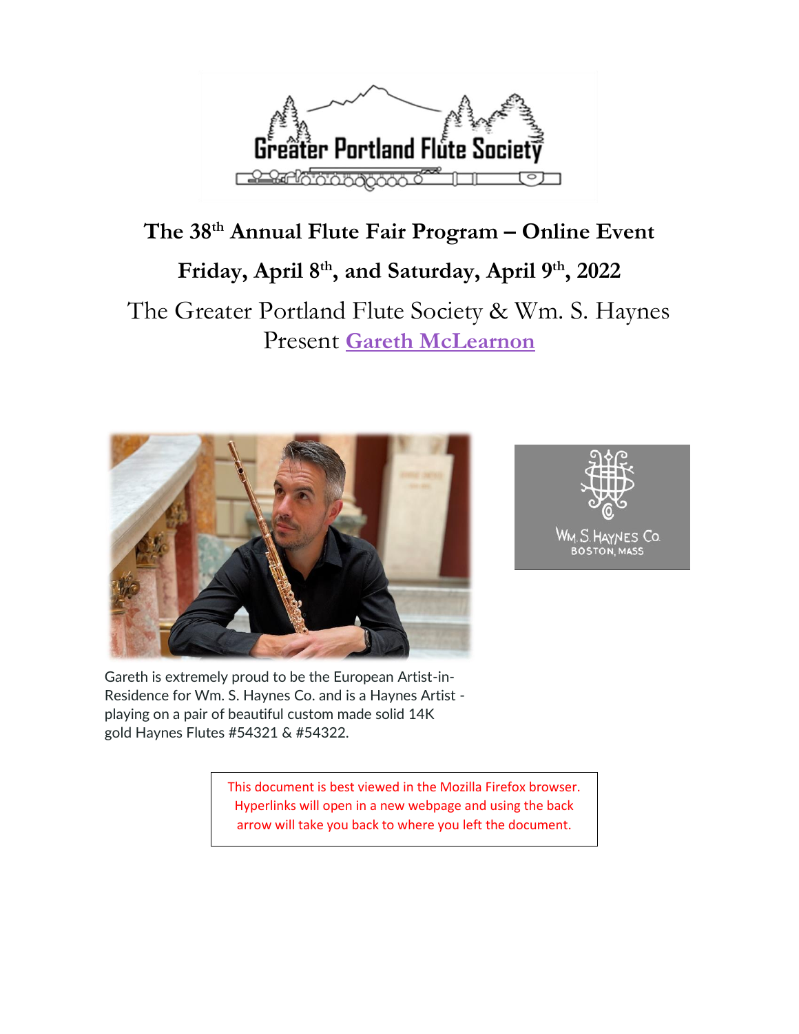Greater Portland Flute Society

# The 38th Annual Flute Fair Program – Online Event

## Friday, April 8th, and Saturday, April 9th, 2022

The Greater Portland Flute Society & Wm. S. Haynes Present **Gareth McLearnon**

Wm. S. Haynes Co.
Boston, Mass

Gareth is extremely proud to be the European Artist-in-Residence for Wm. S. Haynes Co. and is a Haynes Artist - playing on a pair of beautiful custom made solid 14K gold Haynes Flutes #54321 & #54322.

This document is best viewed in the Mozilla Firefox browser. Hyperlinks will open in a new webpage and using the back arrow will take you back to where you left the document.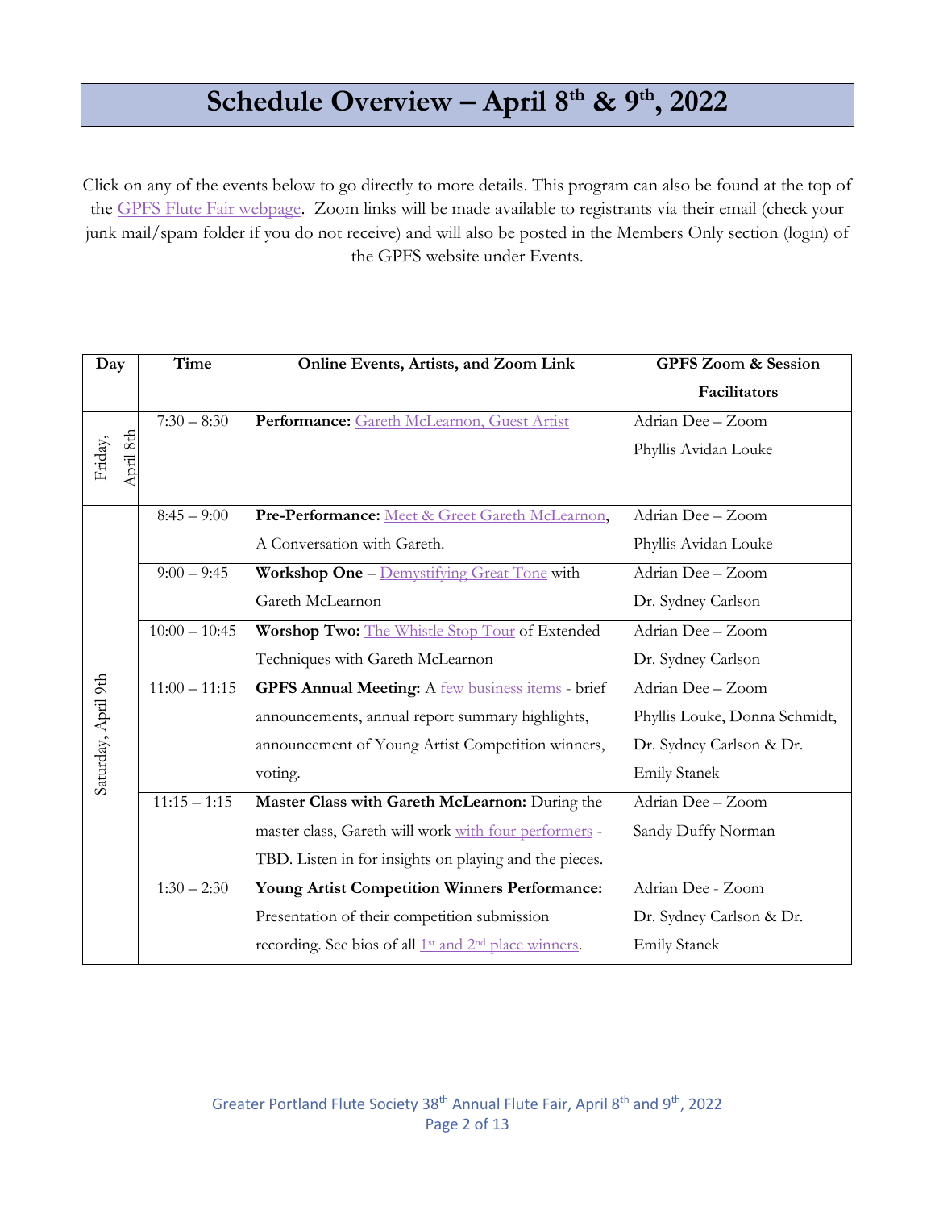# Schedule Overview – April 8th & 9th, 2022

Click on any of the events below to go directly to more details. This program can also be found at the top of the GPFS Flute Fair webpage. Zoom links will be made available to registrants via their email (check your junk mail/spam folder if you do not receive) and will also be posted in the Members Only section (login) of the GPFS website under Events.

| Day | Time | Online Events, Artists, and Zoom Link | GPFS Zoom & Session Facilitators |
|---|---|---|---|
| Friday, April 8th | 7:30 – 8:30 | **Performance:** Gareth McLearnon, Guest Artist | Adrian Dee – Zoom<br>Phyllis Avidan Louke |
| Saturday, April 9th | 8:45 – 9:00 | **Pre-Performance:** Meet & Greet Gareth McLearnon, A Conversation with Gareth. | Adrian Dee – Zoom<br>Phyllis Avidan Louke |
| | 9:00 – 9:45 | **Workshop One** – Demystifying Great Tone with Gareth McLearnon | Adrian Dee – Zoom<br>Dr. Sydney Carlson |
| | 10:00 – 10:45 | **Worshop Two:** The Whistle Stop Tour of Extended Techniques with Gareth McLearnon | Adrian Dee – Zoom<br>Dr. Sydney Carlson |
| | 11:00 – 11:15 | **GPFS Annual Meeting:** A few business items - brief announcements, annual report summary highlights, announcement of Young Artist Competition winners, voting. | Adrian Dee – Zoom<br>Phyllis Louke, Donna Schmidt, Dr. Sydney Carlson & Dr. Emily Stanek |
| | 11:15 – 1:15 | **Master Class with Gareth McLearnon:** During the master class, Gareth will work with four performers - TBD. Listen in for insights on playing and the pieces. | Adrian Dee – Zoom<br>Sandy Duffy Norman |
| | 1:30 – 2:30 | **Young Artist Competition Winners Performance:** Presentation of their competition submission recording. See bios of all 1st and 2nd place winners. | Adrian Dee - Zoom<br>Dr. Sydney Carlson & Dr. Emily Stanek |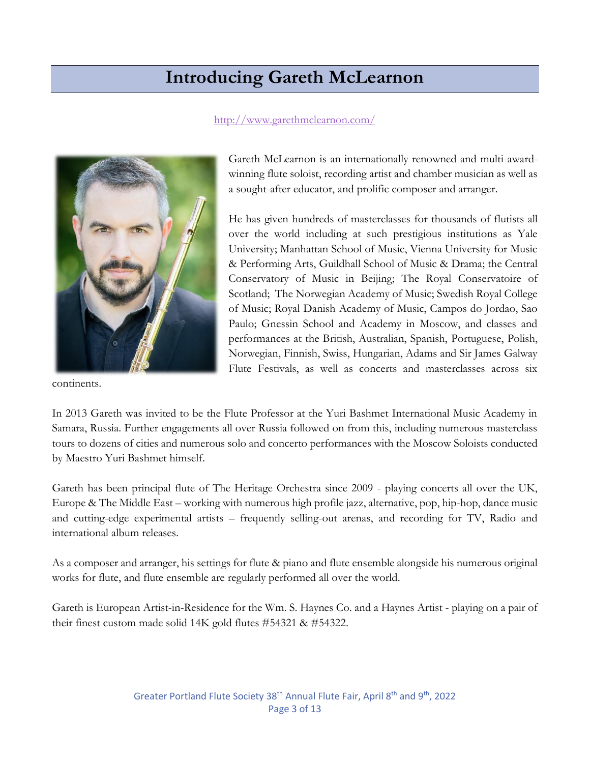# Introducing Gareth McLearnon

http://www.garethmclearnon.com/

Gareth McLearnon is an internationally renowned and multi-award-winning flute soloist, recording artist and chamber musician as well as a sought-after educator, and prolific composer and arranger.

He has given hundreds of masterclasses for thousands of flutists all over the world including at such prestigious institutions as Yale University; Manhattan School of Music, Vienna University for Music & Performing Arts, Guildhall School of Music & Drama; the Central Conservatory of Music in Beijing; The Royal Conservatoire of Scotland; The Norwegian Academy of Music; Swedish Royal College of Music; Royal Danish Academy of Music, Campos do Jordao, Sao Paulo; Gnessin School and Academy in Moscow, and classes and performances at the British, Australian, Spanish, Portuguese, Polish, Norwegian, Finnish, Swiss, Hungarian, Adams and Sir James Galway Flute Festivals, as well as concerts and masterclasses across six continents.

In 2013 Gareth was invited to be the Flute Professor at the Yuri Bashmet International Music Academy in Samara, Russia. Further engagements all over Russia followed on from this, including numerous masterclass tours to dozens of cities and numerous solo and concerto performances with the Moscow Soloists conducted by Maestro Yuri Bashmet himself.

Gareth has been principal flute of The Heritage Orchestra since 2009 - playing concerts all over the UK, Europe & The Middle East – working with numerous high profile jazz, alternative, pop, hip-hop, dance music and cutting-edge experimental artists – frequently selling-out arenas, and recording for TV, Radio and international album releases.

As a composer and arranger, his settings for flute & piano and flute ensemble alongside his numerous original works for flute, and flute ensemble are regularly performed all over the world.

Gareth is European Artist-in-Residence for the Wm. S. Haynes Co. and a Haynes Artist - playing on a pair of their finest custom made solid 14K gold flutes #54321 & #54322.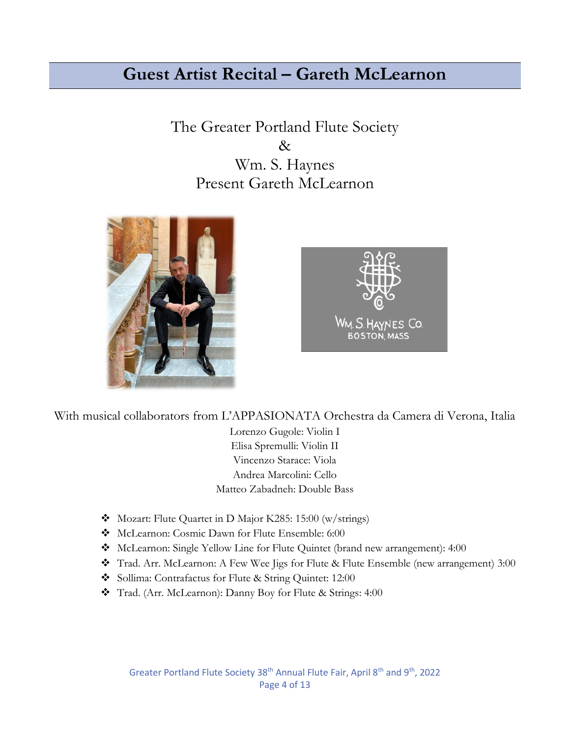# Guest Artist Recital – Gareth McLearnon

The Greater Portland Flute Society
&
Wm. S. Haynes
Present Gareth McLearnon

With musical collaborators from L'APPASIONATA Orchestra da Camera di Verona, Italia

Lorenzo Gugole: Violin I
Elisa Spremulli: Violin II
Vincenzo Starace: Viola
Andrea Marcolini: Cello
Matteo Zabadneh: Double Bass

- Mozart: Flute Quartet in D Major K285: 15:00 (w/strings)
- McLearnon: Cosmic Dawn for Flute Ensemble: 6:00
- McLearnon: Single Yellow Line for Flute Quintet (brand new arrangement): 4:00
- Trad. Arr. McLearnon: A Few Wee Jigs for Flute & Flute Ensemble (new arrangement) 3:00
- Sollima: Contrafactus for Flute & String Quintet: 12:00
- Trad. (Arr. McLearnon): Danny Boy for Flute & Strings: 4:00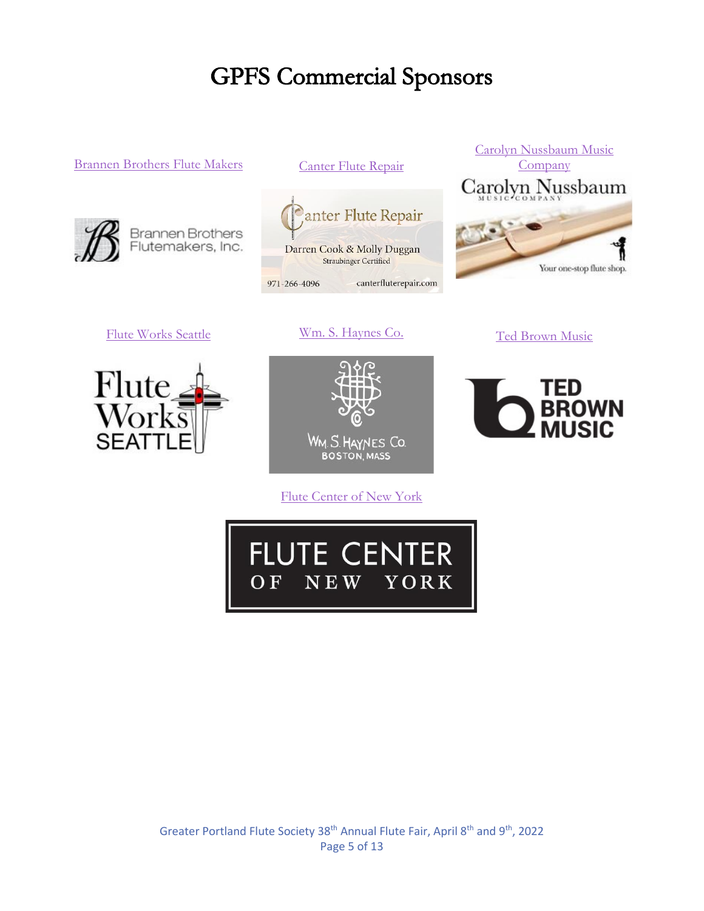# GPFS Commercial Sponsors

Brannen Brothers Flute Makers

Canter Flute Repair

Carolyn Nussbaum Music Company

Flute Works Seattle

Wm. S. Haynes Co.

Ted Brown Music

Flute Center of New York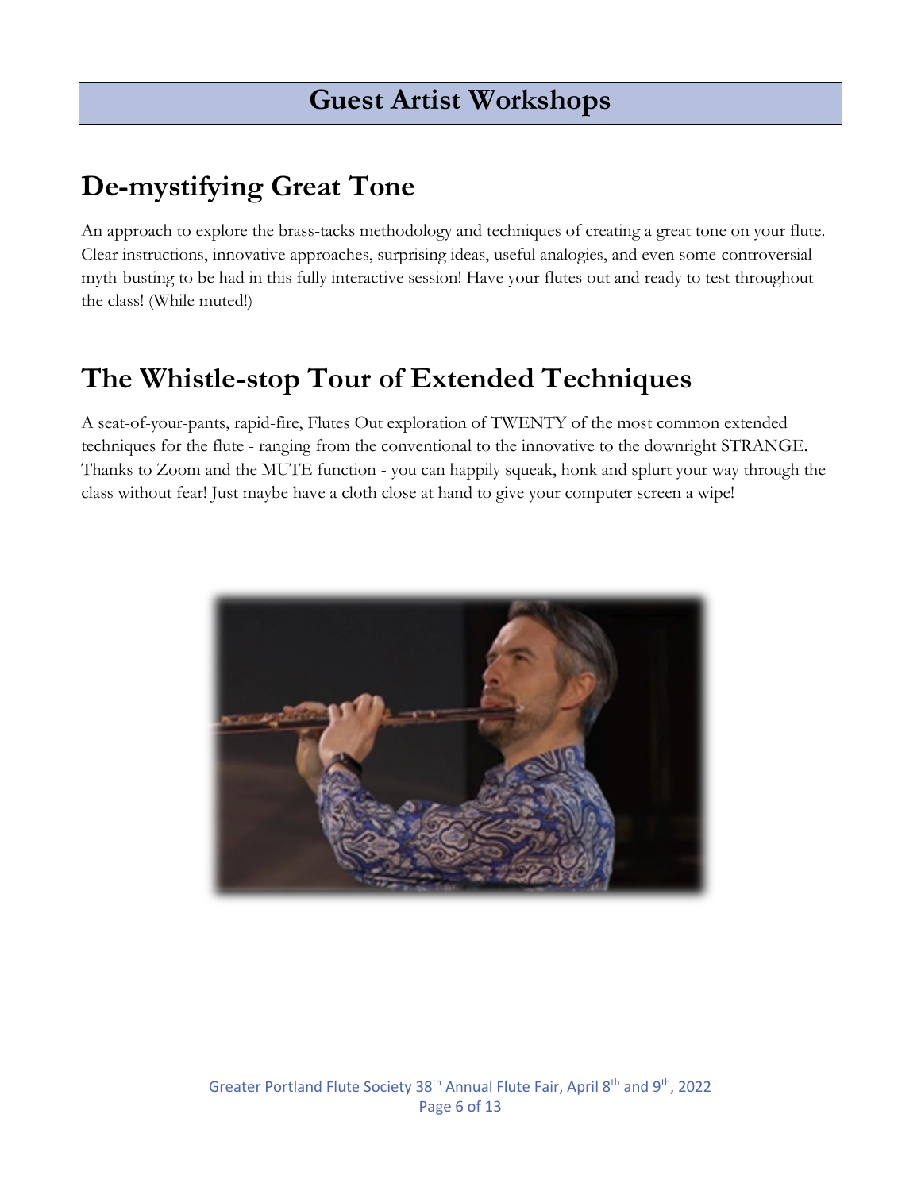# Guest Artist Workshops

## De-mystifying Great Tone

An approach to explore the brass-tacks methodology and techniques of creating a great tone on your flute. Clear instructions, innovative approaches, surprising ideas, useful analogies, and even some controversial myth-busting to be had in this fully interactive session! Have your flutes out and ready to test throughout the class! (While muted!)

## The Whistle-stop Tour of Extended Techniques

A seat-of-your-pants, rapid-fire, Flutes Out exploration of TWENTY of the most common extended techniques for the flute - ranging from the conventional to the innovative to the downright STRANGE. Thanks to Zoom and the MUTE function - you can happily squeak, honk and splurt your way through the class without fear! Just maybe have a cloth close at hand to give your computer screen a wipe!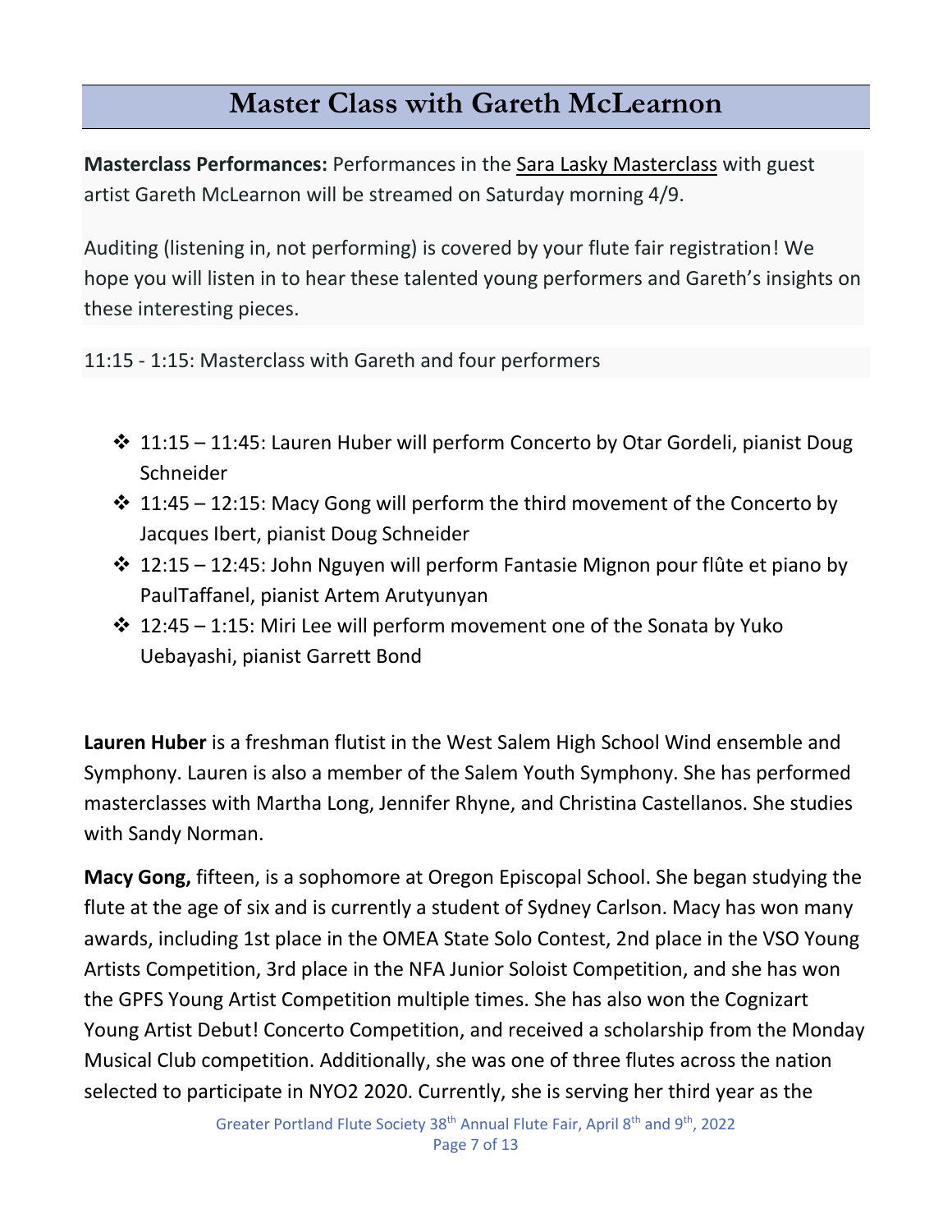# Master Class with Gareth McLearnon

**Masterclass Performances:** Performances in the Sara Lasky Masterclass with guest artist Gareth McLearnon will be streamed on Saturday morning 4/9.

Auditing (listening in, not performing) is covered by your flute fair registration! We hope you will listen in to hear these talented young performers and Gareth's insights on these interesting pieces.

11:15 - 1:15: Masterclass with Gareth and four performers

- 11:15 – 11:45: Lauren Huber will perform Concerto by Otar Gordeli, pianist Doug Schneider
- 11:45 – 12:15: Macy Gong will perform the third movement of the Concerto by Jacques Ibert, pianist Doug Schneider
- 12:15 – 12:45: John Nguyen will perform Fantasie Mignon pour flûte et piano by PaulTaffanel, pianist Artem Arutyunyan
- 12:45 – 1:15: Miri Lee will perform movement one of the Sonata by Yuko Uebayashi, pianist Garrett Bond

**Lauren Huber** is a freshman flutist in the West Salem High School Wind ensemble and Symphony. Lauren is also a member of the Salem Youth Symphony. She has performed masterclasses with Martha Long, Jennifer Rhyne, and Christina Castellanos. She studies with Sandy Norman.

**Macy Gong,** fifteen, is a sophomore at Oregon Episcopal School. She began studying the flute at the age of six and is currently a student of Sydney Carlson. Macy has won many awards, including 1st place in the OMEA State Solo Contest, 2nd place in the VSO Young Artists Competition, 3rd place in the NFA Junior Soloist Competition, and she has won the GPFS Young Artist Competition multiple times. She has also won the Cognizart Young Artist Debut! Concerto Competition, and received a scholarship from the Monday Musical Club competition. Additionally, she was one of three flutes across the nation selected to participate in NYO2 2020. Currently, she is serving her third year as the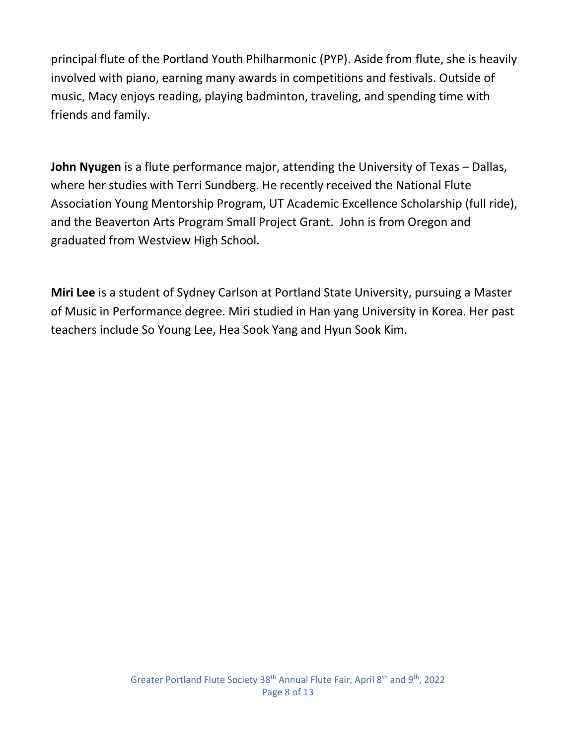principal flute of the Portland Youth Philharmonic (PYP). Aside from flute, she is heavily involved with piano, earning many awards in competitions and festivals. Outside of music, Macy enjoys reading, playing badminton, traveling, and spending time with friends and family.

**John Nyugen** is a flute performance major, attending the University of Texas – Dallas, where her studies with Terri Sundberg. He recently received the National Flute Association Young Mentorship Program, UT Academic Excellence Scholarship (full ride), and the Beaverton Arts Program Small Project Grant. John is from Oregon and graduated from Westview High School.

**Miri Lee** is a student of Sydney Carlson at Portland State University, pursuing a Master of Music in Performance degree. Miri studied in Han yang University in Korea. Her past teachers include So Young Lee, Hea Sook Yang and Hyun Sook Kim.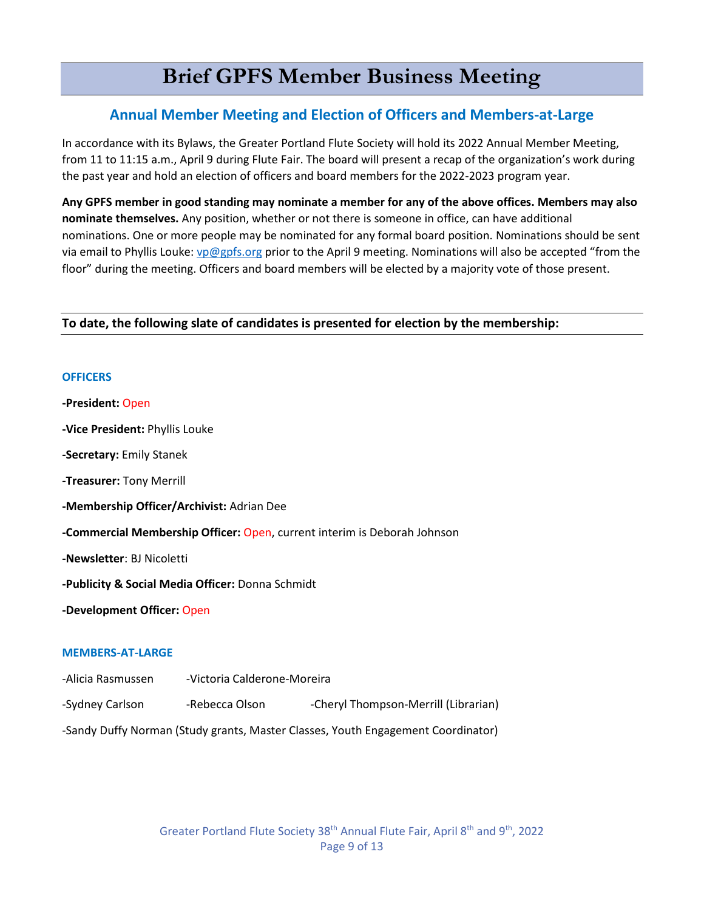# Brief GPFS Member Business Meeting

## Annual Member Meeting and Election of Officers and Members-at-Large

In accordance with its Bylaws, the Greater Portland Flute Society will hold its 2022 Annual Member Meeting, from 11 to 11:15 a.m., April 9 during Flute Fair. The board will present a recap of the organization's work during the past year and hold an election of officers and board members for the 2022-2023 program year.

**Any GPFS member in good standing may nominate a member for any of the above offices. Members may also nominate themselves.** Any position, whether or not there is someone in office, can have additional nominations. One or more people may be nominated for any formal board position. Nominations should be sent via email to Phyllis Louke: vp@gpfs.org prior to the April 9 meeting. Nominations will also be accepted "from the floor" during the meeting. Officers and board members will be elected by a majority vote of those present.

**To date, the following slate of candidates is presented for election by the membership:**

### OFFICERS

**-President:** Open

**-Vice President:** Phyllis Louke

**-Secretary:** Emily Stanek

**-Treasurer:** Tony Merrill

**-Membership Officer/Archivist:** Adrian Dee

**-Commercial Membership Officer:** Open, current interim is Deborah Johnson

**-Newsletter**: BJ Nicoletti

**-Publicity & Social Media Officer:** Donna Schmidt

**-Development Officer:** Open

### MEMBERS-AT-LARGE

-Alicia Rasmussen

-Victoria Calderone-Moreira

-Sydney Carlson

-Rebecca Olson

-Cheryl Thompson-Merrill (Librarian)

-Sandy Duffy Norman (Study grants, Master Classes, Youth Engagement Coordinator)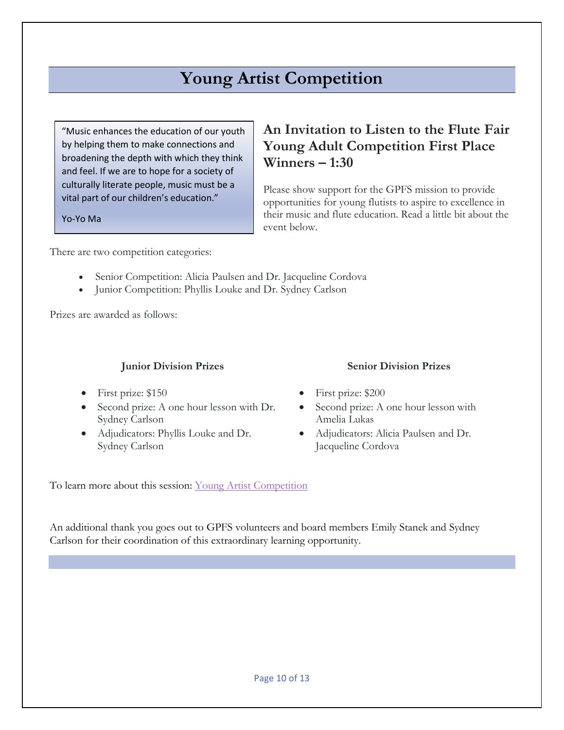# Young Artist Competition

> "Music enhances the education of our youth by helping them to make connections and broadening the depth with which they think and feel. If we are to hope for a society of culturally literate people, music must be a vital part of our children's education."
>
> Yo-Yo Ma

## An Invitation to Listen to the Flute Fair Young Adult Competition First Place Winners – 1:30

Please show support for the GPFS mission to provide opportunities for young flutists to aspire to excellence in their music and flute education. Read a little bit about the event below.

There are two competition categories:

- Senior Competition: Alicia Paulsen and Dr. Jacqueline Cordova
- Junior Competition: Phyllis Louke and Dr. Sydney Carlson

Prizes are awarded as follows:

**Junior Division Prizes**

- First prize: $150
- Second prize: A one hour lesson with Dr. Sydney Carlson
- Adjudicators: Phyllis Louke and Dr. Sydney Carlson

**Senior Division Prizes**

- First prize: $200
- Second prize: A one hour lesson with Amelia Lukas
- Adjudicators: Alicia Paulsen and Dr. Jacqueline Cordova

To learn more about this session: Young Artist Competition

An additional thank you goes out to GPFS volunteers and board members Emily Stanek and Sydney Carlson for their coordination of this extraordinary learning opportunity.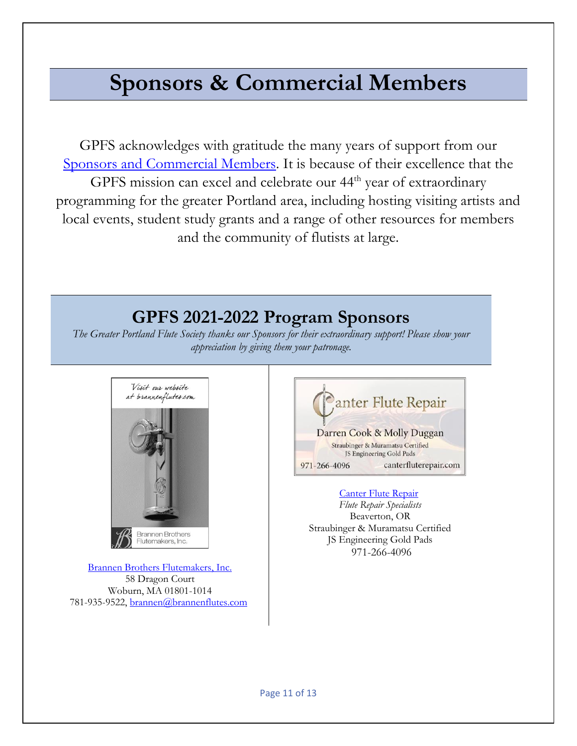# Sponsors & Commercial Members

GPFS acknowledges with gratitude the many years of support from our Sponsors and Commercial Members. It is because of their excellence that the GPFS mission can excel and celebrate our 44th year of extraordinary programming for the greater Portland area, including hosting visiting artists and local events, student study grants and a range of other resources for members and the community of flutists at large.

## GPFS 2021-2022 Program Sponsors

*The Greater Portland Flute Society thanks our Sponsors for their extraordinary support! Please show your appreciation by giving them your patronage.*

Visit our website at brannenflutes.com

Brannen Brothers Flutemakers, Inc.

Brannen Brothers Flutemakers, Inc.
58 Dragon Court
Woburn, MA 01801-1014
781-935-9522, brannen@brannenflutes.com

Canter Flute Repair
Darren Cook & Molly Duggan
Straubinger & Muramatsu Certified
JS Engineering Gold Pads
971-266-4096 canterfluterepair.com

Canter Flute Repair
*Flute Repair Specialists*
Beaverton, OR
Straubinger & Muramatsu Certified
JS Engineering Gold Pads
971-266-4096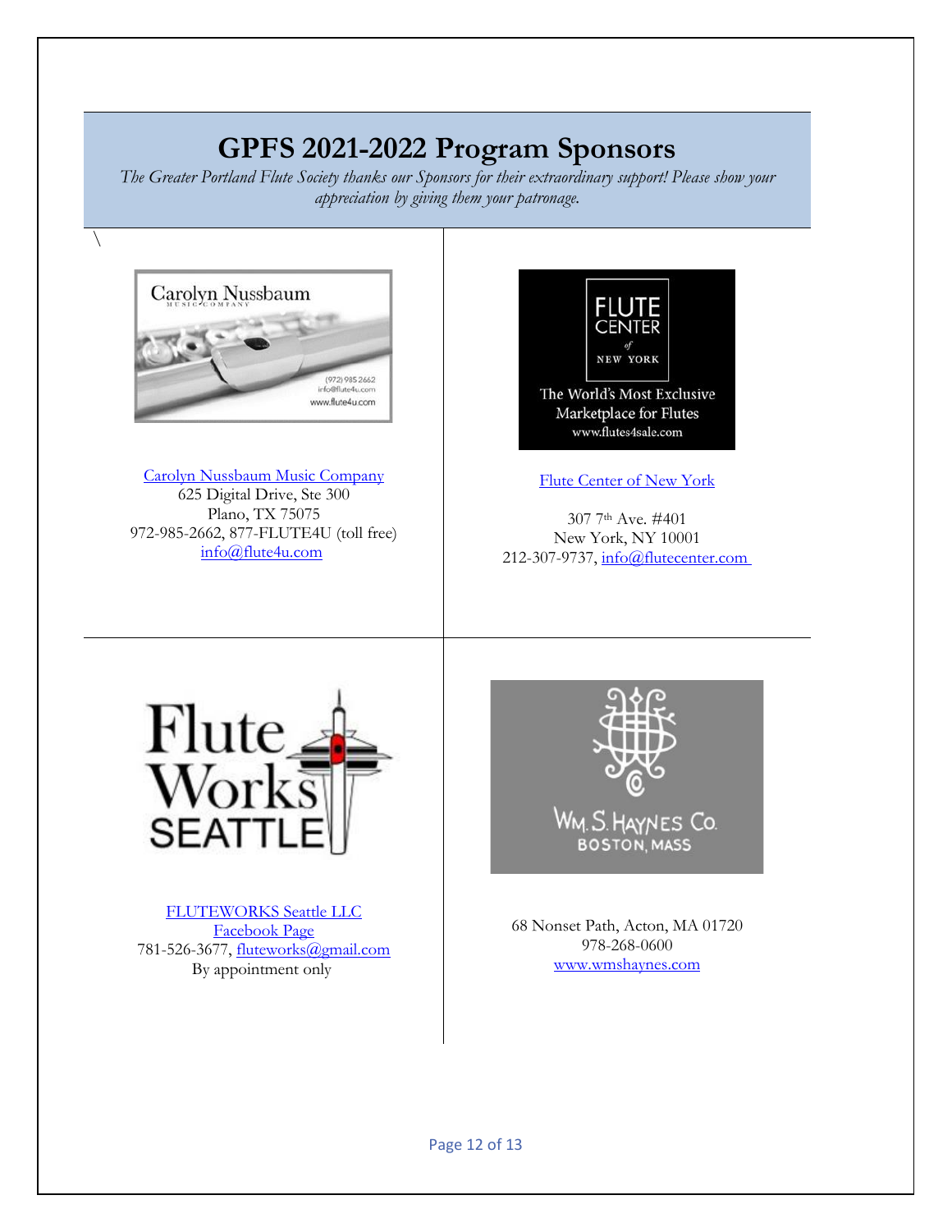# GPFS 2021-2022 Program Sponsors

*The Greater Portland Flute Society thanks our Sponsors for their extraordinary support! Please show your appreciation by giving them your patronage.*

\

Carolyn Nussbaum Music Company
625 Digital Drive, Ste 300
Plano, TX 75075
972-985-2662, 877-FLUTE4U (toll free)
info@flute4u.com

Flute Center of New York

307 7th Ave. #401
New York, NY 10001
212-307-9737, info@flutecenter.com

FLUTEWORKS Seattle LLC
Facebook Page
781-526-3677, fluteworks@gmail.com
By appointment only

68 Nonset Path, Acton, MA 01720
978-268-0600
www.wmshaynes.com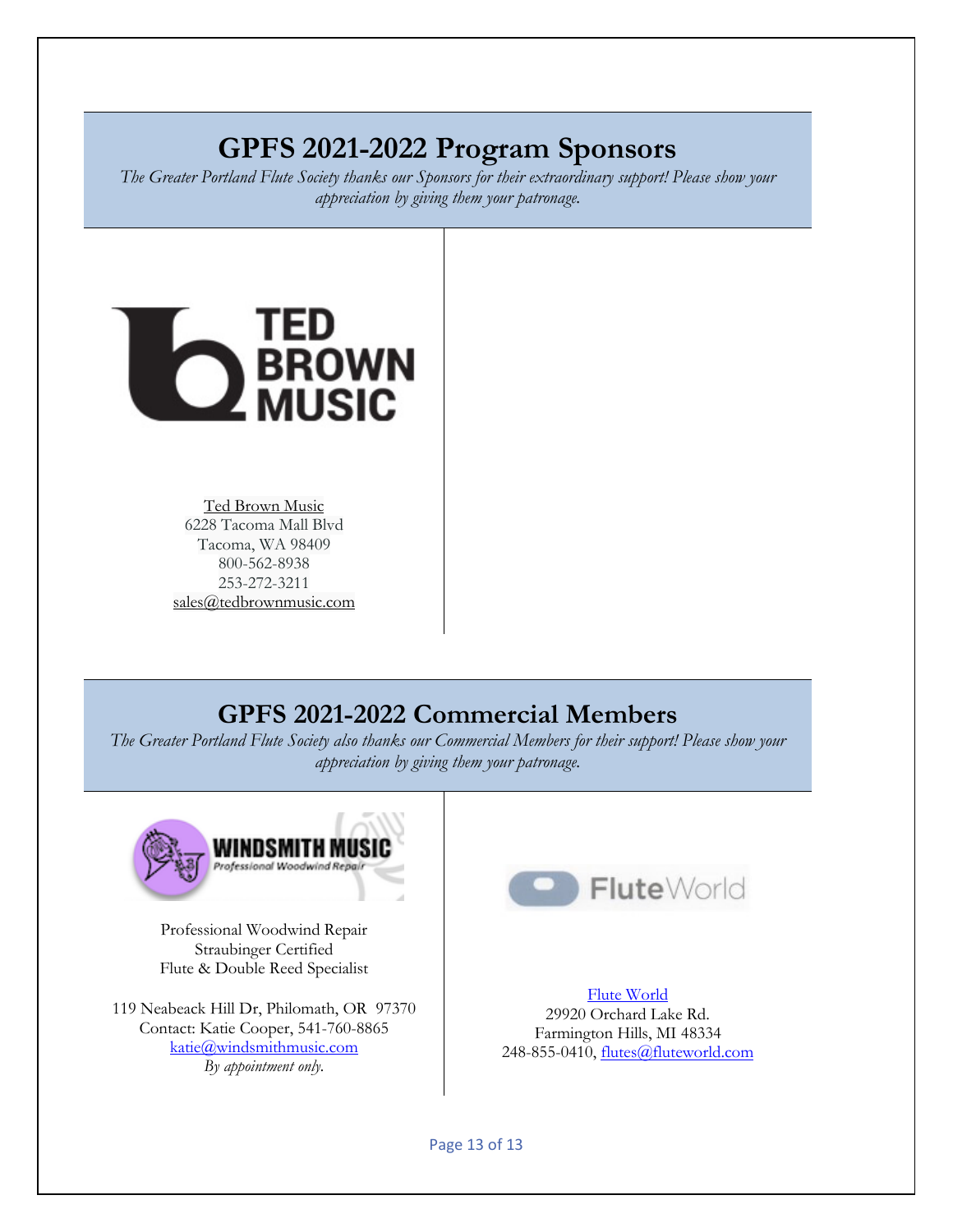# GPFS 2021-2022 Program Sponsors

*The Greater Portland Flute Society thanks our Sponsors for their extraordinary support! Please show your appreciation by giving them your patronage.*

TED BROWN MUSIC

Ted Brown Music
6228 Tacoma Mall Blvd
Tacoma, WA 98409
800-562-8938
253-272-3211
sales@tedbrownmusic.com

# GPFS 2021-2022 Commercial Members

*The Greater Portland Flute Society also thanks our Commercial Members for their support! Please show your appreciation by giving them your patronage.*

WINDSMITH MUSIC
Professional Woodwind Repair

Professional Woodwind Repair
Straubinger Certified
Flute & Double Reed Specialist

119 Neabeack Hill Dr, Philomath, OR 97370
Contact: Katie Cooper, 541-760-8865
katie@windsmithmusic.com
*By appointment only.*

FluteWorld

Flute World
29920 Orchard Lake Rd.
Farmington Hills, MI 48334
248-855-0410, flutes@fluteworld.com